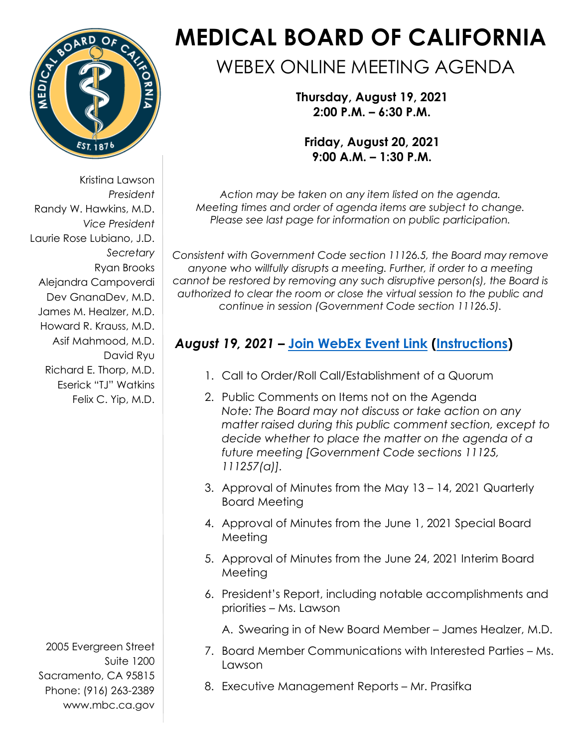# MEDICAL BOARD OF CALIFORNIA

## WEBEX ONLINE MEETING AGENDA

**Thursday, August 19, 2021**
**2:00 P.M. – 6:30 P.M.**

**Friday, August 20, 2021**
**9:00 A.M. – 1:30 P.M.**

Kristina Lawson
*President*
Randy W. Hawkins, M.D.
*Vice President*
Laurie Rose Lubiano, J.D.
*Secretary*
Ryan Brooks
Alejandra Campoverdi
Dev GnanaDev, M.D.
James M. Healzer, M.D.
Howard R. Krauss, M.D.
Asif Mahmood, M.D.
David Ryu
Richard E. Thorp, M.D.
Eserick "TJ" Watkins
Felix C. Yip, M.D.

2005 Evergreen Street
Suite 1200
Sacramento, CA 95815
Phone: (916) 263-2389
www.mbc.ca.gov

*Action may be taken on any item listed on the agenda. Meeting times and order of agenda items are subject to change. Please see last page for information on public participation.*

*Consistent with Government Code section 11126.5, the Board may remove anyone who willfully disrupts a meeting. Further, if order to a meeting cannot be restored by removing any such disruptive person(s), the Board is authorized to clear the room or close the virtual session to the public and continue in session (Government Code section 11126.5).*

### *August 19, 2021* – Join WebEx Event Link (Instructions)

1. Call to Order/Roll Call/Establishment of a Quorum
2. Public Comments on Items not on the Agenda
   *Note: The Board may not discuss or take action on any matter raised during this public comment section, except to decide whether to place the matter on the agenda of a future meeting [Government Code sections 11125, 111257(a)].*
3. Approval of Minutes from the May 13 – 14, 2021 Quarterly Board Meeting
4. Approval of Minutes from the June 1, 2021 Special Board Meeting
5. Approval of Minutes from the June 24, 2021 Interim Board Meeting
6. President's Report, including notable accomplishments and priorities – Ms. Lawson
   A. Swearing in of New Board Member – James Healzer, M.D.
7. Board Member Communications with Interested Parties – Ms. Lawson
8. Executive Management Reports – Mr. Prasifka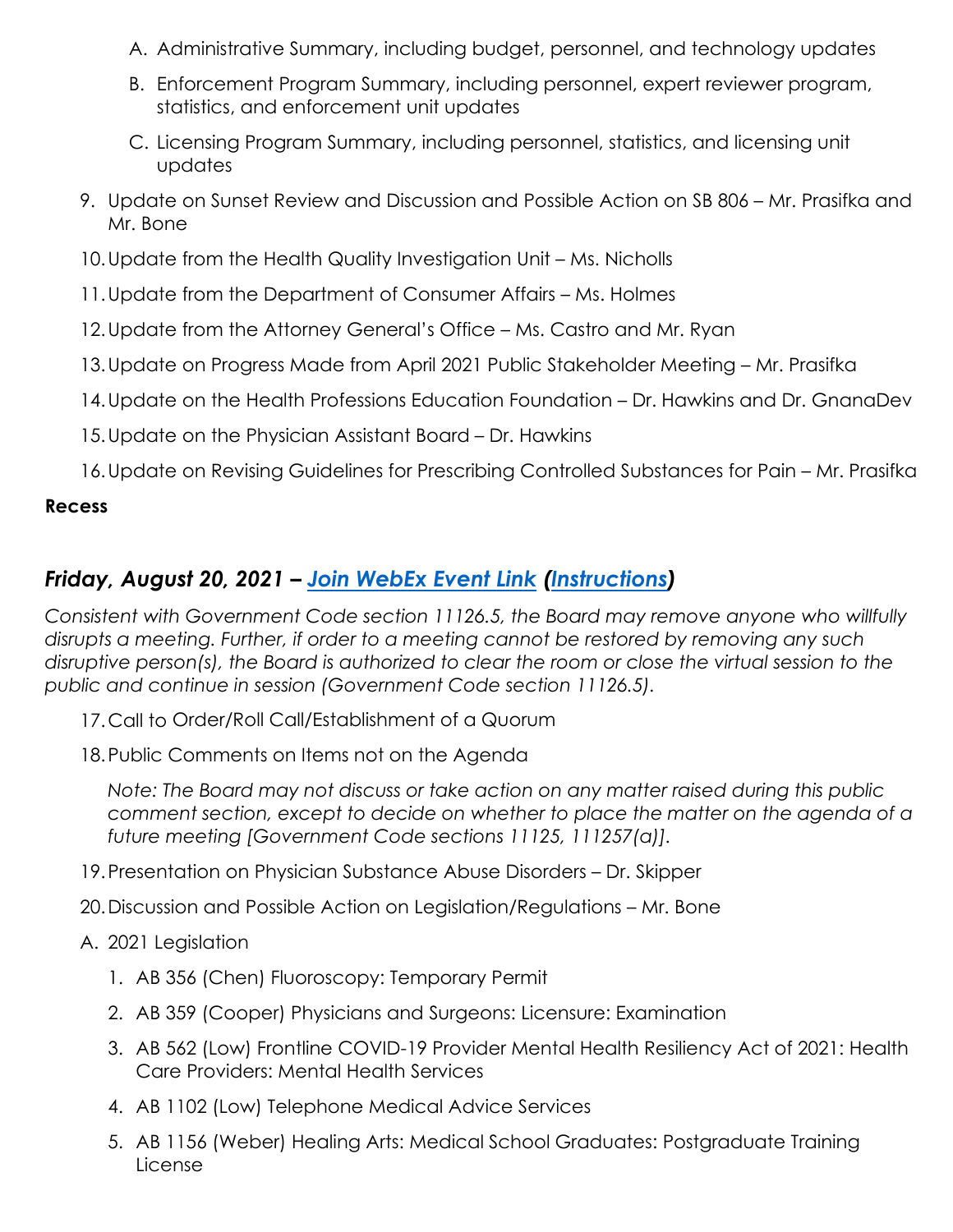A. Administrative Summary, including budget, personnel, and technology updates
B. Enforcement Program Summary, including personnel, expert reviewer program, statistics, and enforcement unit updates
C. Licensing Program Summary, including personnel, statistics, and licensing unit updates

9. Update on Sunset Review and Discussion and Possible Action on SB 806 – Mr. Prasifka and Mr. Bone
10. Update from the Health Quality Investigation Unit – Ms. Nicholls
11. Update from the Department of Consumer Affairs – Ms. Holmes
12. Update from the Attorney General's Office – Ms. Castro and Mr. Ryan
13. Update on Progress Made from April 2021 Public Stakeholder Meeting – Mr. Prasifka
14. Update on the Health Professions Education Foundation – Dr. Hawkins and Dr. GnanaDev
15. Update on the Physician Assistant Board – Dr. Hawkins
16. Update on Revising Guidelines for Prescribing Controlled Substances for Pain – Mr. Prasifka

**Recess**

## *Friday, August 20, 2021 – [Join WebEx Event Link](#) ([Instructions](#))*

*Consistent with Government Code section 11126.5, the Board may remove anyone who willfully disrupts a meeting. Further, if order to a meeting cannot be restored by removing any such disruptive person(s), the Board is authorized to clear the room or close the virtual session to the public and continue in session (Government Code section 11126.5).*

17. Call to Order/Roll Call/Establishment of a Quorum
18. Public Comments on Items not on the Agenda

    *Note: The Board may not discuss or take action on any matter raised during this public comment section, except to decide on whether to place the matter on the agenda of a future meeting [Government Code sections 11125, 111257(a)].*

19. Presentation on Physician Substance Abuse Disorders – Dr. Skipper
20. Discussion and Possible Action on Legislation/Regulations – Mr. Bone

A. 2021 Legislation

1. AB 356 (Chen) Fluoroscopy: Temporary Permit
2. AB 359 (Cooper) Physicians and Surgeons: Licensure: Examination
3. AB 562 (Low) Frontline COVID-19 Provider Mental Health Resiliency Act of 2021: Health Care Providers: Mental Health Services
4. AB 1102 (Low) Telephone Medical Advice Services
5. AB 1156 (Weber) Healing Arts: Medical School Graduates: Postgraduate Training License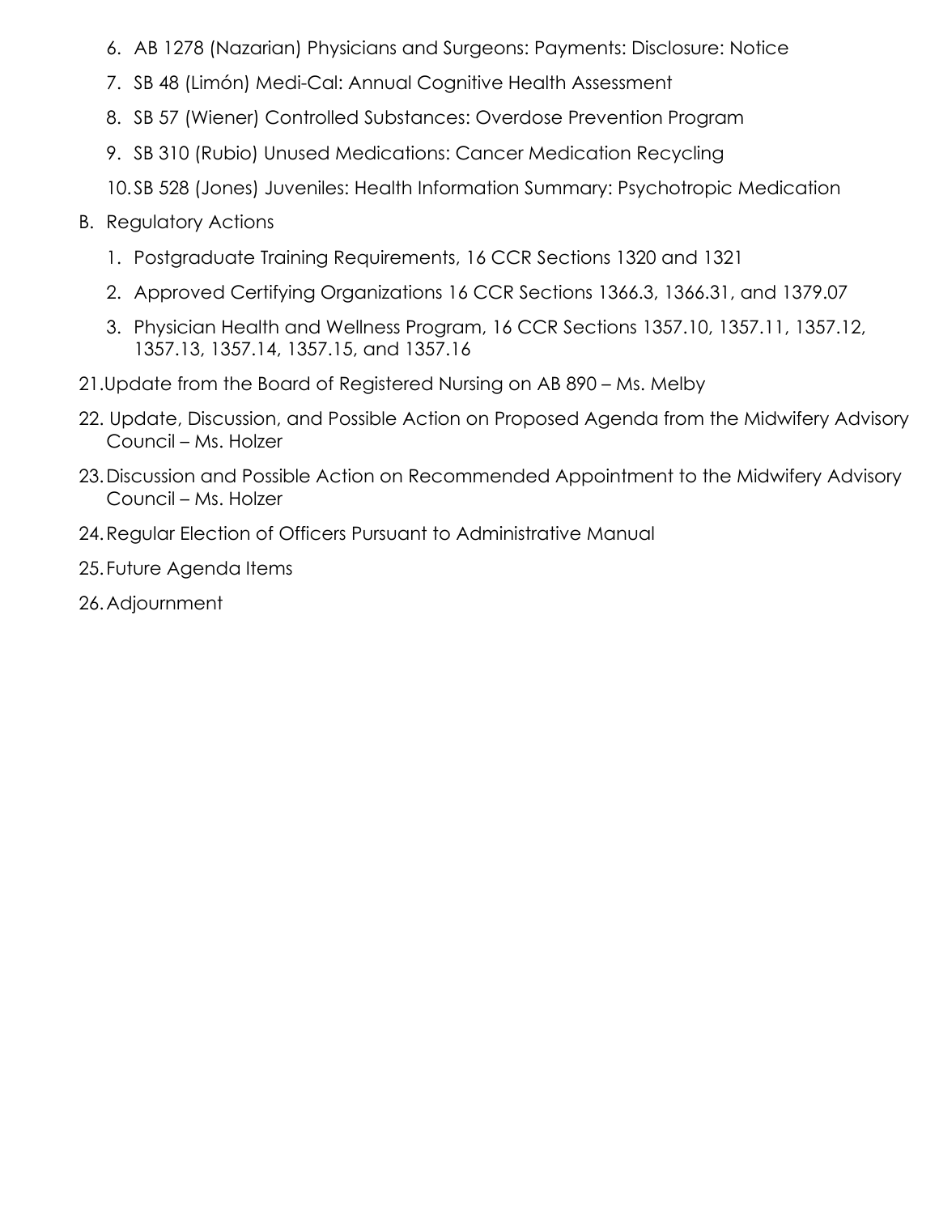6. AB 1278 (Nazarian) Physicians and Surgeons: Payments: Disclosure: Notice
7. SB 48 (Limón) Medi-Cal: Annual Cognitive Health Assessment
8. SB 57 (Wiener) Controlled Substances: Overdose Prevention Program
9. SB 310 (Rubio) Unused Medications: Cancer Medication Recycling
10. SB 528 (Jones) Juveniles: Health Information Summary: Psychotropic Medication

B. Regulatory Actions

1. Postgraduate Training Requirements, 16 CCR Sections 1320 and 1321
2. Approved Certifying Organizations 16 CCR Sections 1366.3, 1366.31, and 1379.07
3. Physician Health and Wellness Program, 16 CCR Sections 1357.10, 1357.11, 1357.12, 1357.13, 1357.14, 1357.15, and 1357.16

21. Update from the Board of Registered Nursing on AB 890 – Ms. Melby
22. Update, Discussion, and Possible Action on Proposed Agenda from the Midwifery Advisory Council – Ms. Holzer
23. Discussion and Possible Action on Recommended Appointment to the Midwifery Advisory Council – Ms. Holzer
24. Regular Election of Officers Pursuant to Administrative Manual
25. Future Agenda Items
26. Adjournment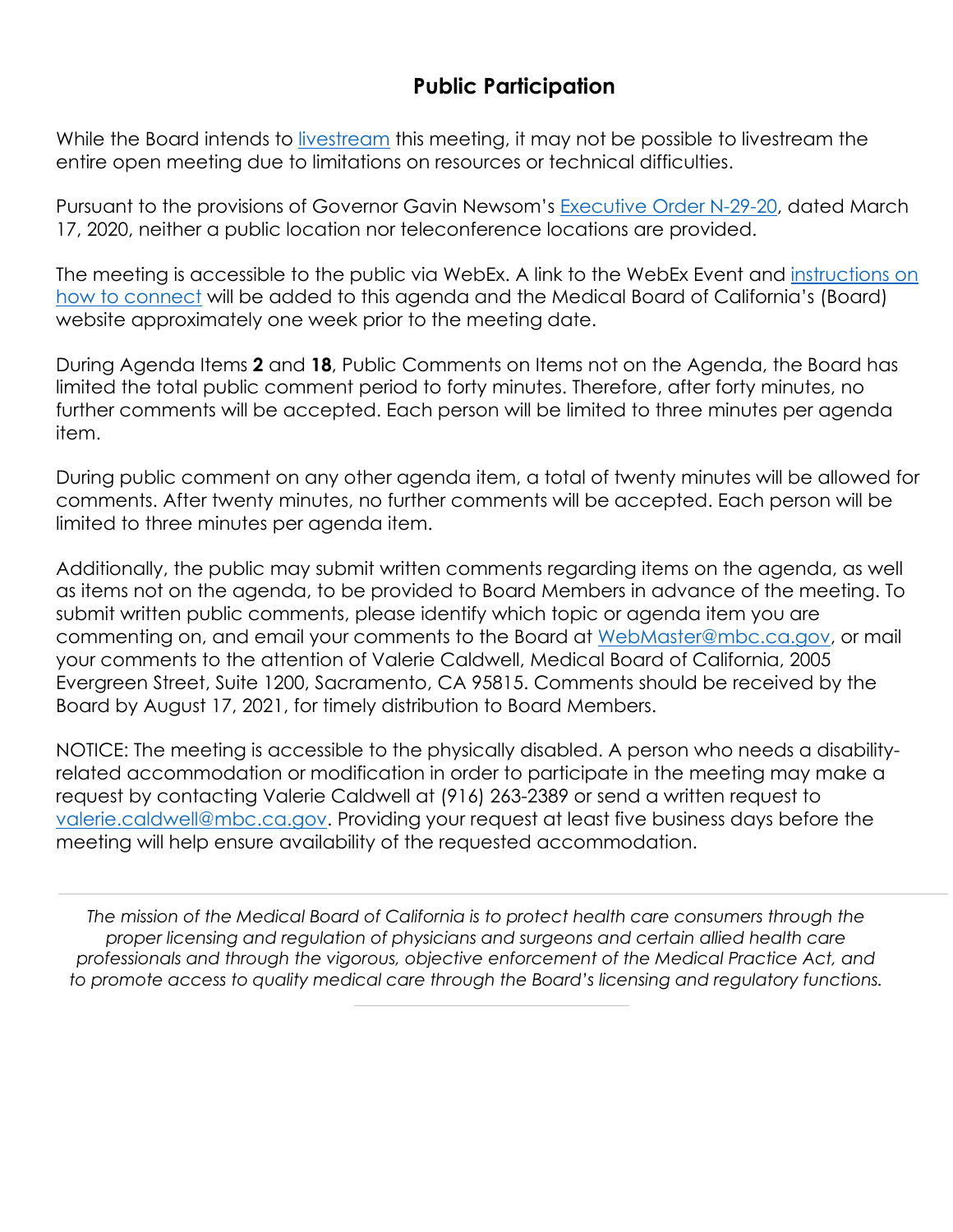## Public Participation

While the Board intends to livestream this meeting, it may not be possible to livestream the entire open meeting due to limitations on resources or technical difficulties.

Pursuant to the provisions of Governor Gavin Newsom's Executive Order N-29-20, dated March 17, 2020, neither a public location nor teleconference locations are provided.

The meeting is accessible to the public via WebEx. A link to the WebEx Event and instructions on how to connect will be added to this agenda and the Medical Board of California's (Board) website approximately one week prior to the meeting date.

During Agenda Items **2** and **18**, Public Comments on Items not on the Agenda, the Board has limited the total public comment period to forty minutes. Therefore, after forty minutes, no further comments will be accepted. Each person will be limited to three minutes per agenda item.

During public comment on any other agenda item, a total of twenty minutes will be allowed for comments. After twenty minutes, no further comments will be accepted. Each person will be limited to three minutes per agenda item.

Additionally, the public may submit written comments regarding items on the agenda, as well as items not on the agenda, to be provided to Board Members in advance of the meeting. To submit written public comments, please identify which topic or agenda item you are commenting on, and email your comments to the Board at WebMaster@mbc.ca.gov, or mail your comments to the attention of Valerie Caldwell, Medical Board of California, 2005 Evergreen Street, Suite 1200, Sacramento, CA 95815. Comments should be received by the Board by August 17, 2021, for timely distribution to Board Members.

NOTICE: The meeting is accessible to the physically disabled. A person who needs a disability-related accommodation or modification in order to participate in the meeting may make a request by contacting Valerie Caldwell at (916) 263-2389 or send a written request to valerie.caldwell@mbc.ca.gov. Providing your request at least five business days before the meeting will help ensure availability of the requested accommodation.

---

*The mission of the Medical Board of California is to protect health care consumers through the proper licensing and regulation of physicians and surgeons and certain allied health care professionals and through the vigorous, objective enforcement of the Medical Practice Act, and to promote access to quality medical care through the Board's licensing and regulatory functions.*